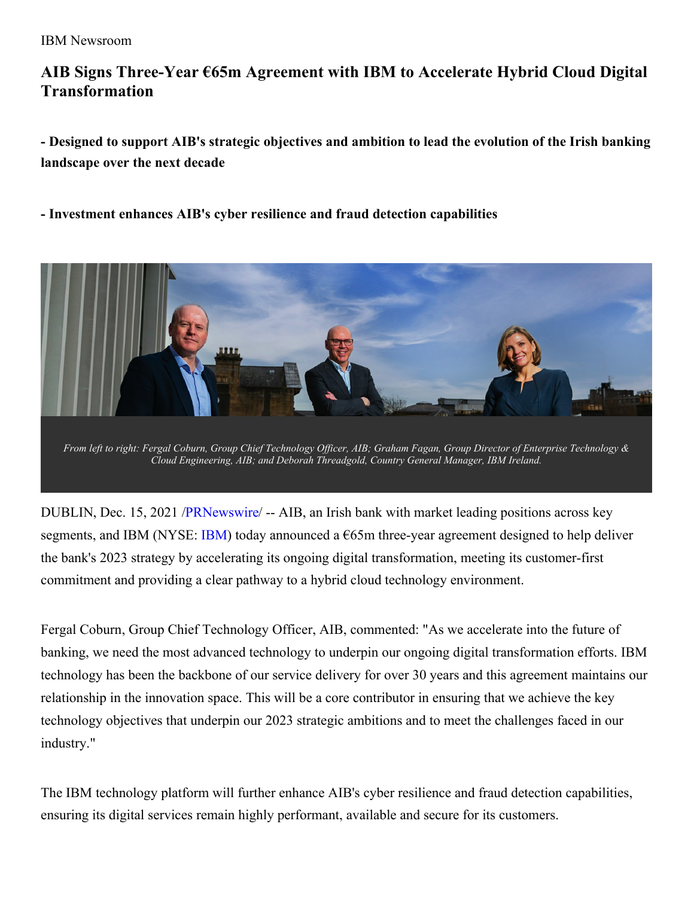IBM Newsroom

# AIB Signs Three-Year €65m Agreement with IBM to Accelerate Hybrid Cloud Digital Transformation

**- Designed to support AIB's strategic objectives and ambition to lead the evolution of the Irish banking landscape over the next decade**

**- Investment enhances AIB's cyber resilience and fraud detection capabilities**

*From left to right: Fergal Coburn, Group Chief Technology Officer, AIB; Graham Fagan, Group Director of Enterprise Technology & Cloud Engineering, AIB; and Deborah Threadgold, Country General Manager, IBM Ireland.*

DUBLIN, Dec. 15, 2021 /PRNewswire/ -- AIB, an Irish bank with market leading positions across key segments, and IBM (NYSE: IBM) today announced a €65m three-year agreement designed to help deliver the bank's 2023 strategy by accelerating its ongoing digital transformation, meeting its customer-first commitment and providing a clear pathway to a hybrid cloud technology environment.

Fergal Coburn, Group Chief Technology Officer, AIB, commented: "As we accelerate into the future of banking, we need the most advanced technology to underpin our ongoing digital transformation efforts. IBM technology has been the backbone of our service delivery for over 30 years and this agreement maintains our relationship in the innovation space. This will be a core contributor in ensuring that we achieve the key technology objectives that underpin our 2023 strategic ambitions and to meet the challenges faced in our industry."

The IBM technology platform will further enhance AIB's cyber resilience and fraud detection capabilities, ensuring its digital services remain highly performant, available and secure for its customers.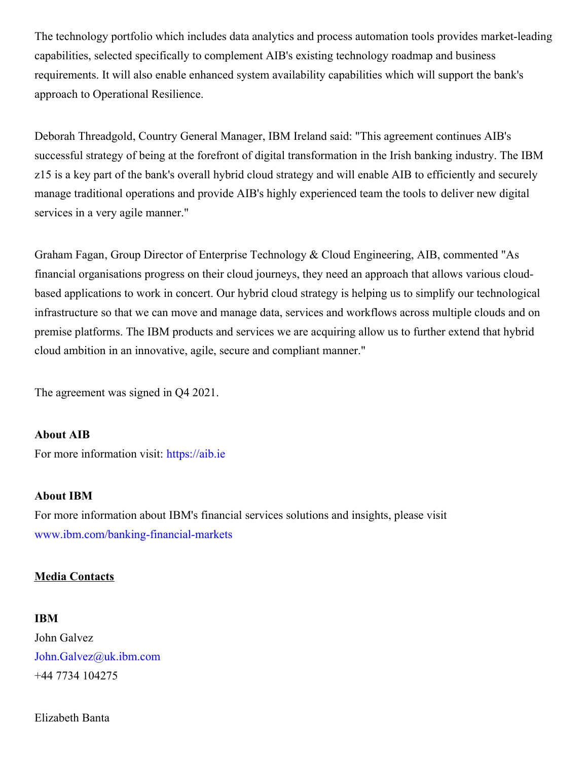The technology portfolio which includes data analytics and process automation tools provides market-leading capabilities, selected specifically to complement AIB's existing technology roadmap and business requirements. It will also enable enhanced system availability capabilities which will support the bank's approach to Operational Resilience.

Deborah Threadgold, Country General Manager, IBM Ireland said: "This agreement continues AIB's successful strategy of being at the forefront of digital transformation in the Irish banking industry. The IBM z15 is a key part of the bank's overall hybrid cloud strategy and will enable AIB to efficiently and securely manage traditional operations and provide AIB's highly experienced team the tools to deliver new digital services in a very agile manner."

Graham Fagan, Group Director of Enterprise Technology & Cloud Engineering, AIB, commented "As financial organisations progress on their cloud journeys, they need an approach that allows various cloud-based applications to work in concert. Our hybrid cloud strategy is helping us to simplify our technological infrastructure so that we can move and manage data, services and workflows across multiple clouds and on premise platforms. The IBM products and services we are acquiring allow us to further extend that hybrid cloud ambition in an innovative, agile, secure and compliant manner."

The agreement was signed in Q4 2021.

**About AIB**
For more information visit: https://aib.ie

**About IBM**
For more information about IBM's financial services solutions and insights, please visit www.ibm.com/banking-financial-markets

**Media Contacts**

**IBM**
John Galvez
John.Galvez@uk.ibm.com
+44 7734 104275

Elizabeth Banta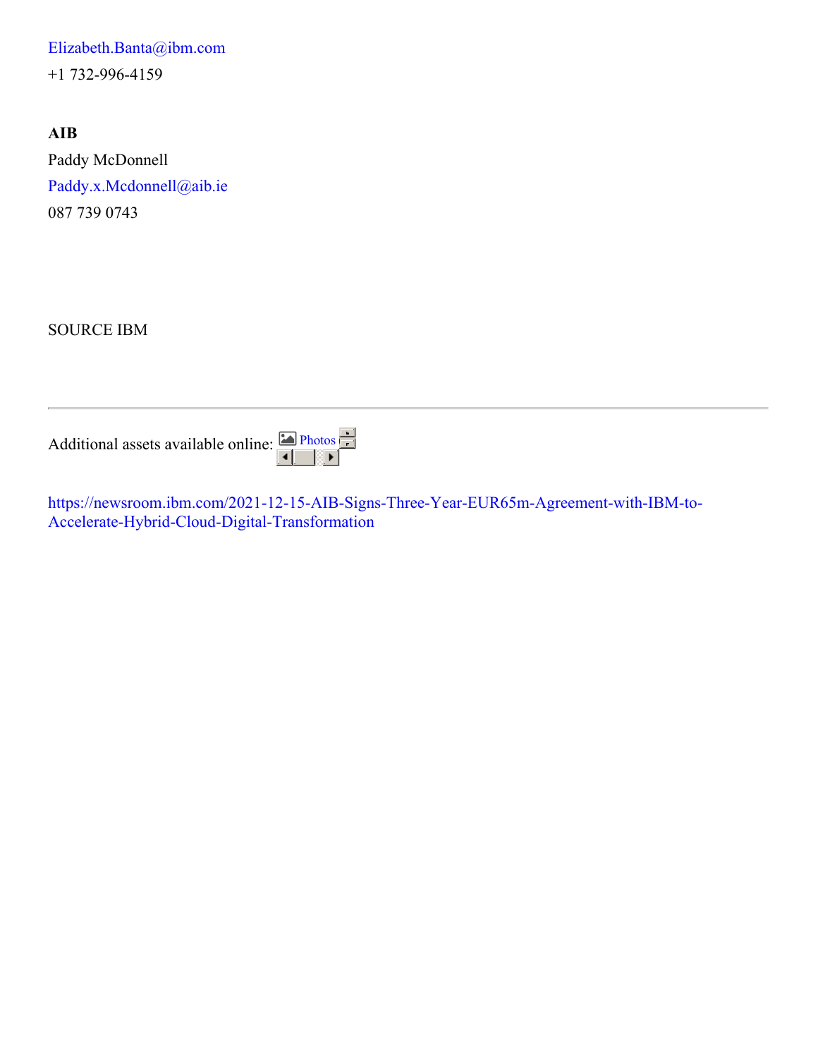Elizabeth.Banta@ibm.com
+1 732-996-4159

**AIB**
Paddy McDonnell
Paddy.x.Mcdonnell@aib.ie
087 739 0743

SOURCE IBM

---

Additional assets available online: Photos

https://newsroom.ibm.com/2021-12-15-AIB-Signs-Three-Year-EUR65m-Agreement-with-IBM-to-Accelerate-Hybrid-Cloud-Digital-Transformation